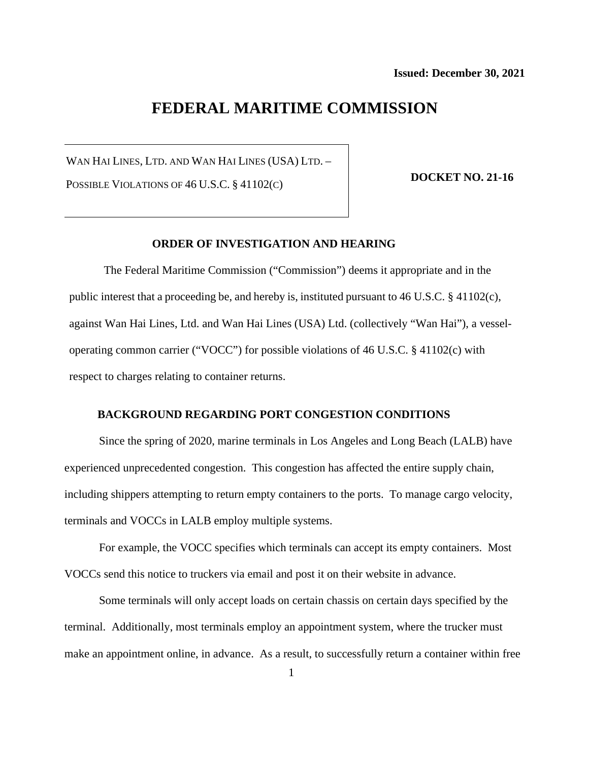**Issued: December 30, 2021**

# FEDERAL MARITIME COMMISSION

WAN HAI LINES, LTD. AND WAN HAI LINES (USA) LTD. – POSSIBLE VIOLATIONS OF 46 U.S.C. § 41102(C)

**DOCKET NO. 21-16**

## ORDER OF INVESTIGATION AND HEARING

The Federal Maritime Commission ("Commission") deems it appropriate and in the public interest that a proceeding be, and hereby is, instituted pursuant to 46 U.S.C. § 41102(c), against Wan Hai Lines, Ltd. and Wan Hai Lines (USA) Ltd. (collectively "Wan Hai"), a vessel-operating common carrier ("VOCC") for possible violations of 46 U.S.C. § 41102(c) with respect to charges relating to container returns.

### BACKGROUND REGARDING PORT CONGESTION CONDITIONS

Since the spring of 2020, marine terminals in Los Angeles and Long Beach (LALB) have experienced unprecedented congestion. This congestion has affected the entire supply chain, including shippers attempting to return empty containers to the ports. To manage cargo velocity, terminals and VOCCs in LALB employ multiple systems.

For example, the VOCC specifies which terminals can accept its empty containers. Most VOCCs send this notice to truckers via email and post it on their website in advance.

Some terminals will only accept loads on certain chassis on certain days specified by the terminal. Additionally, most terminals employ an appointment system, where the trucker must make an appointment online, in advance. As a result, to successfully return a container within free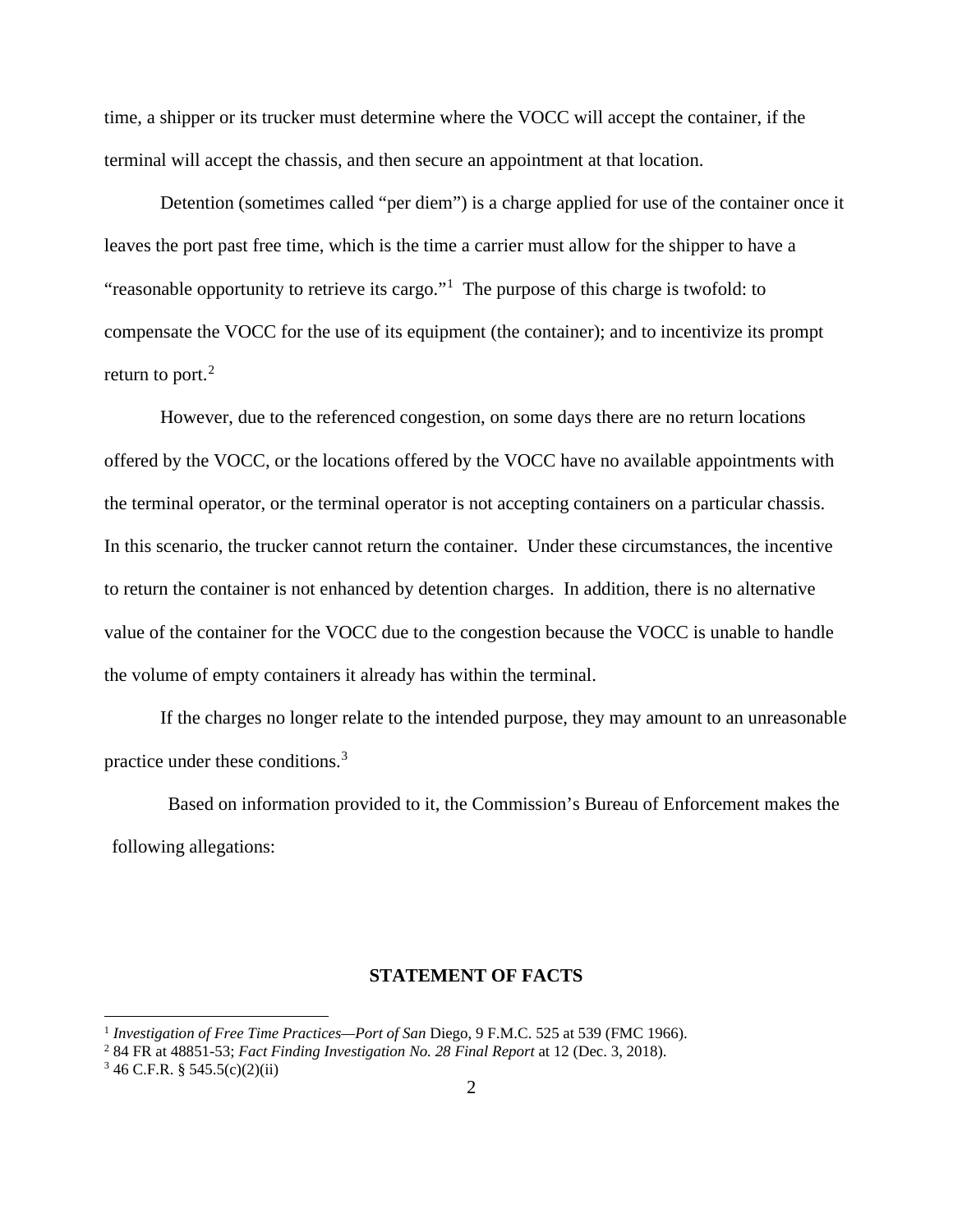time, a shipper or its trucker must determine where the VOCC will accept the container, if the terminal will accept the chassis, and then secure an appointment at that location.

Detention (sometimes called "per diem") is a charge applied for use of the container once it leaves the port past free time, which is the time a carrier must allow for the shipper to have a "reasonable opportunity to retrieve its cargo."[1] The purpose of this charge is twofold: to compensate the VOCC for the use of its equipment (the container); and to incentivize its prompt return to port.[2]

However, due to the referenced congestion, on some days there are no return locations offered by the VOCC, or the locations offered by the VOCC have no available appointments with the terminal operator, or the terminal operator is not accepting containers on a particular chassis. In this scenario, the trucker cannot return the container. Under these circumstances, the incentive to return the container is not enhanced by detention charges. In addition, there is no alternative value of the container for the VOCC due to the congestion because the VOCC is unable to handle the volume of empty containers it already has within the terminal.

If the charges no longer relate to the intended purpose, they may amount to an unreasonable practice under these conditions.[3]

Based on information provided to it, the Commission's Bureau of Enforcement makes the following allegations:

## STATEMENT OF FACTS

---

[1] *Investigation of Free Time Practices—Port of San* Diego, 9 F.M.C. 525 at 539 (FMC 1966).

[2] 84 FR at 48851-53; *Fact Finding Investigation No. 28 Final Report* at 12 (Dec. 3, 2018).

[3] 46 C.F.R. § 545.5(c)(2)(ii)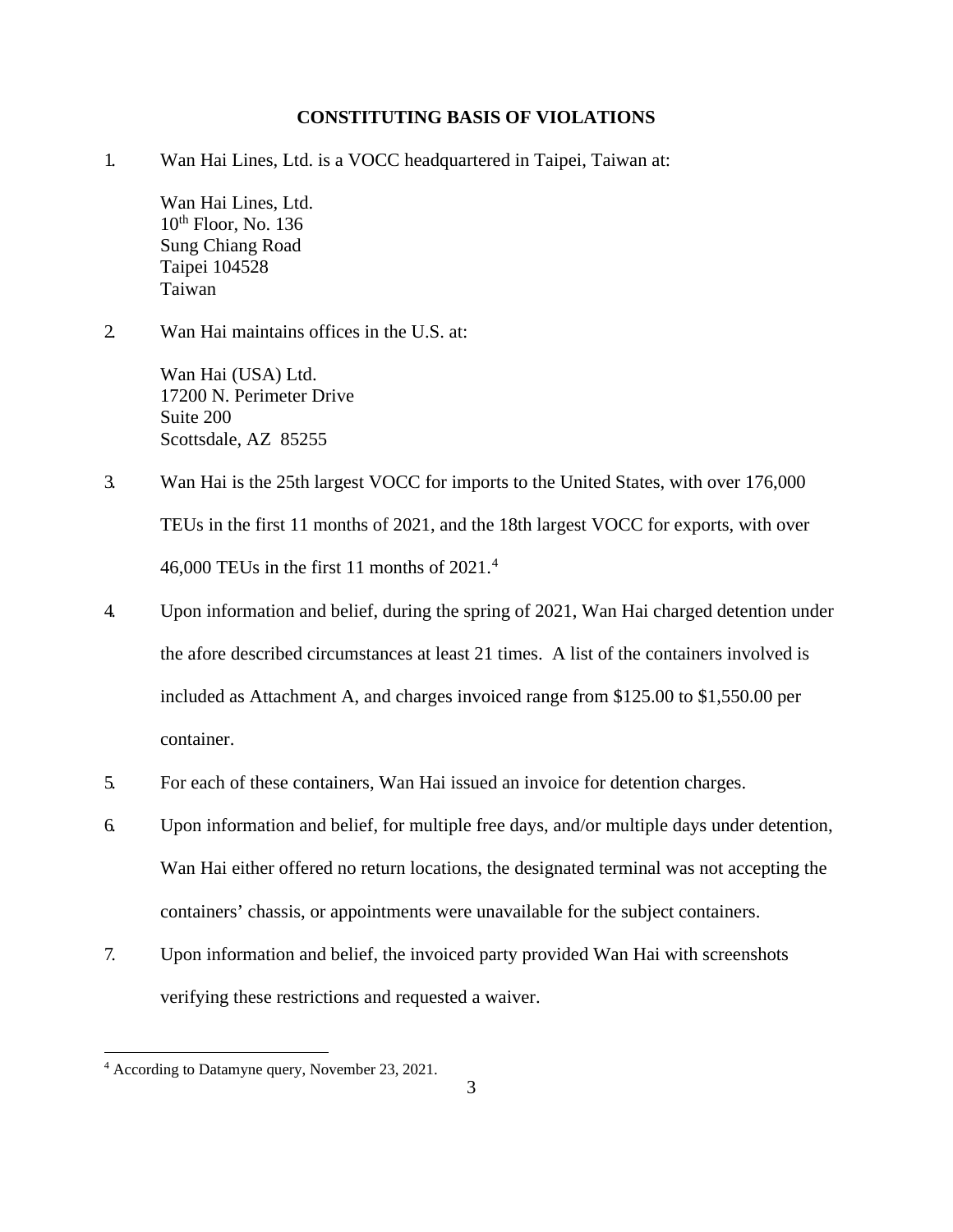## CONSTITUTING BASIS OF VIOLATIONS

1. Wan Hai Lines, Ltd. is a VOCC headquartered in Taipei, Taiwan at:

   Wan Hai Lines, Ltd.
   10th Floor, No. 136
   Sung Chiang Road
   Taipei 104528
   Taiwan

2. Wan Hai maintains offices in the U.S. at:

   Wan Hai (USA) Ltd.
   17200 N. Perimeter Drive
   Suite 200
   Scottsdale, AZ 85255

3. Wan Hai is the 25th largest VOCC for imports to the United States, with over 176,000 TEUs in the first 11 months of 2021, and the 18th largest VOCC for exports, with over 46,000 TEUs in the first 11 months of 2021.[4]

4. Upon information and belief, during the spring of 2021, Wan Hai charged detention under the afore described circumstances at least 21 times. A list of the containers involved is included as Attachment A, and charges invoiced range from $125.00 to $1,550.00 per container.

5. For each of these containers, Wan Hai issued an invoice for detention charges.

6. Upon information and belief, for multiple free days, and/or multiple days under detention, Wan Hai either offered no return locations, the designated terminal was not accepting the containers' chassis, or appointments were unavailable for the subject containers.

7. Upon information and belief, the invoiced party provided Wan Hai with screenshots verifying these restrictions and requested a waiver.

---

[4] According to Datamyne query, November 23, 2021.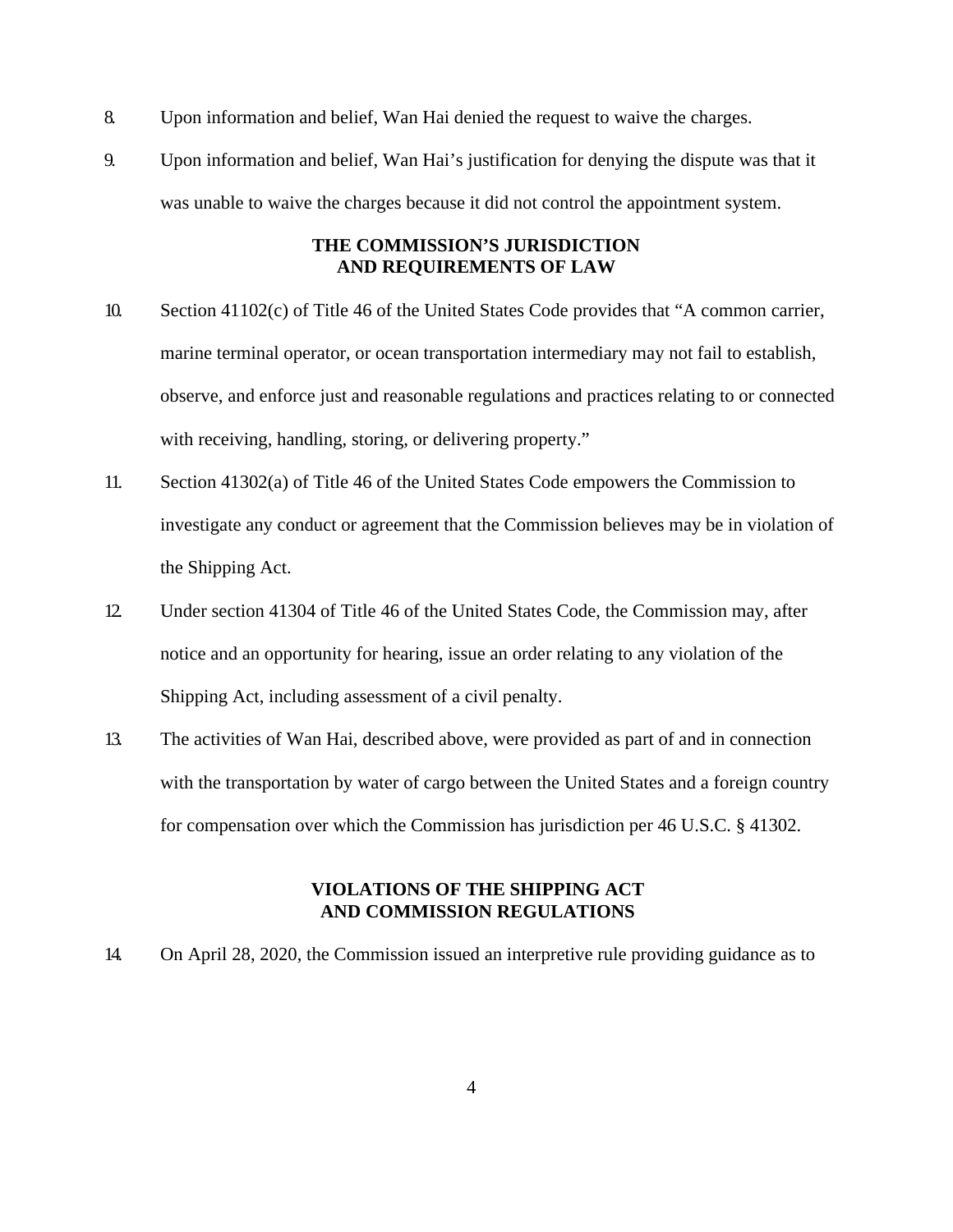8. Upon information and belief, Wan Hai denied the request to waive the charges.

9. Upon information and belief, Wan Hai's justification for denying the dispute was that it was unable to waive the charges because it did not control the appointment system.

## THE COMMISSION'S JURISDICTION AND REQUIREMENTS OF LAW

10. Section 41102(c) of Title 46 of the United States Code provides that "A common carrier, marine terminal operator, or ocean transportation intermediary may not fail to establish, observe, and enforce just and reasonable regulations and practices relating to or connected with receiving, handling, storing, or delivering property."

11. Section 41302(a) of Title 46 of the United States Code empowers the Commission to investigate any conduct or agreement that the Commission believes may be in violation of the Shipping Act.

12. Under section 41304 of Title 46 of the United States Code, the Commission may, after notice and an opportunity for hearing, issue an order relating to any violation of the Shipping Act, including assessment of a civil penalty.

13. The activities of Wan Hai, described above, were provided as part of and in connection with the transportation by water of cargo between the United States and a foreign country for compensation over which the Commission has jurisdiction per 46 U.S.C. § 41302.

## VIOLATIONS OF THE SHIPPING ACT AND COMMISSION REGULATIONS

14. On April 28, 2020, the Commission issued an interpretive rule providing guidance as to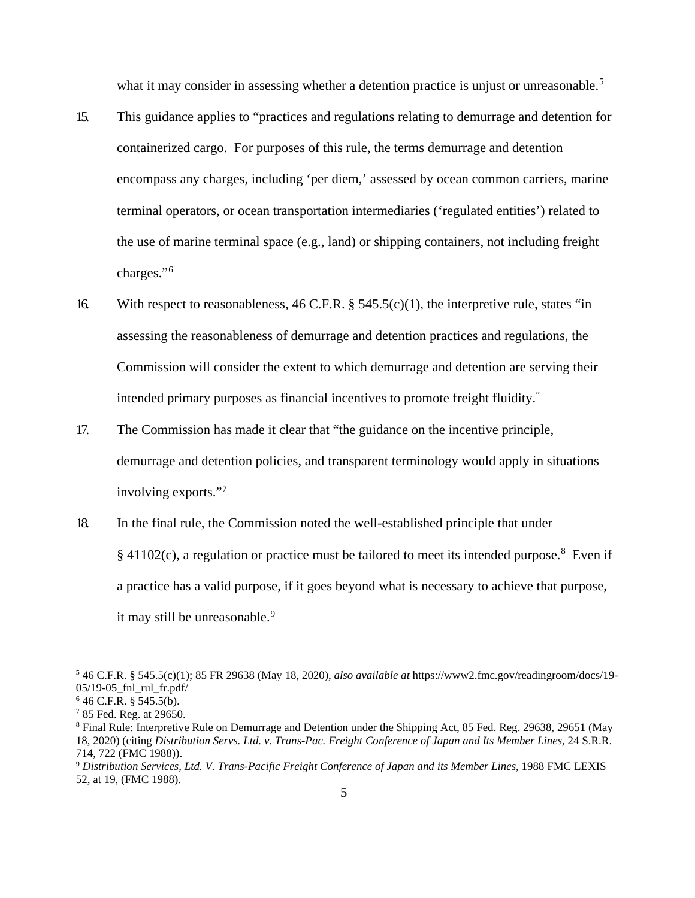what it may consider in assessing whether a detention practice is unjust or unreasonable.[5]

15. This guidance applies to "practices and regulations relating to demurrage and detention for containerized cargo. For purposes of this rule, the terms demurrage and detention encompass any charges, including 'per diem,' assessed by ocean common carriers, marine terminal operators, or ocean transportation intermediaries ('regulated entities') related to the use of marine terminal space (e.g., land) or shipping containers, not including freight charges."[6]

16. With respect to reasonableness, 46 C.F.R. § 545.5(c)(1), the interpretive rule, states "in assessing the reasonableness of demurrage and detention practices and regulations, the Commission will consider the extent to which demurrage and detention are serving their intended primary purposes as financial incentives to promote freight fluidity."

17. The Commission has made it clear that "the guidance on the incentive principle, demurrage and detention policies, and transparent terminology would apply in situations involving exports."[7]

18. In the final rule, the Commission noted the well-established principle that under § 41102(c), a regulation or practice must be tailored to meet its intended purpose.[8] Even if a practice has a valid purpose, if it goes beyond what is necessary to achieve that purpose, it may still be unreasonable.[9]

---

[5] 46 C.F.R. § 545.5(c)(1); 85 FR 29638 (May 18, 2020), *also available at* https://www2.fmc.gov/readingroom/docs/19-05/19-05_fnl_rul_fr.pdf/

[6] 46 C.F.R. § 545.5(b).

[7] 85 Fed. Reg. at 29650.

[8] Final Rule: Interpretive Rule on Demurrage and Detention under the Shipping Act, 85 Fed. Reg. 29638, 29651 (May 18, 2020) (citing *Distribution Servs. Ltd. v. Trans-Pac. Freight Conference of Japan and Its Member Lines*, 24 S.R.R. 714, 722 (FMC 1988)).

[9] *Distribution Services, Ltd. V. Trans-Pacific Freight Conference of Japan and its Member Lines*, 1988 FMC LEXIS 52, at 19, (FMC 1988).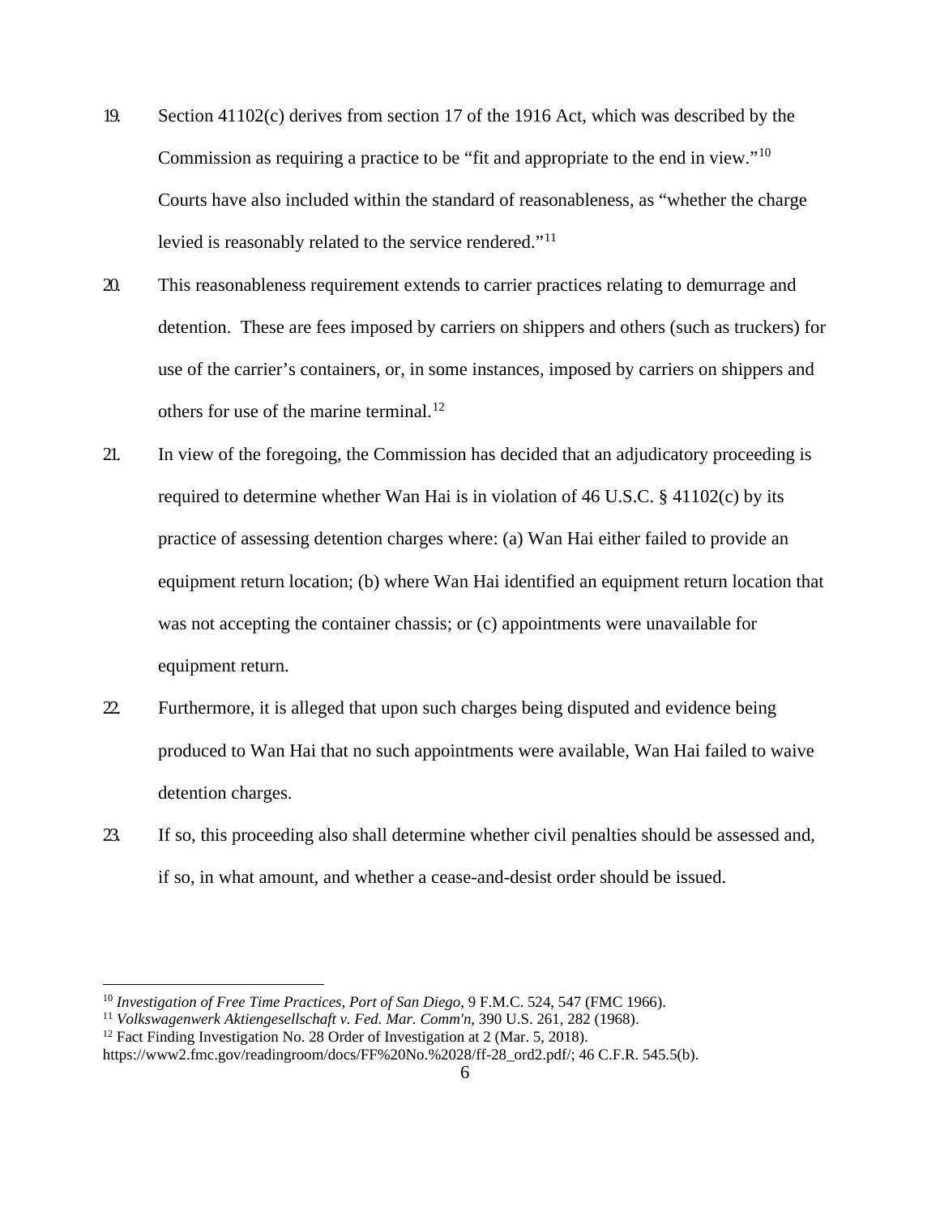19. Section 41102(c) derives from section 17 of the 1916 Act, which was described by the Commission as requiring a practice to be "fit and appropriate to the end in view."[10] Courts have also included within the standard of reasonableness, as "whether the charge levied is reasonably related to the service rendered."[11]

20. This reasonableness requirement extends to carrier practices relating to demurrage and detention. These are fees imposed by carriers on shippers and others (such as truckers) for use of the carrier's containers, or, in some instances, imposed by carriers on shippers and others for use of the marine terminal.[12]

21. In view of the foregoing, the Commission has decided that an adjudicatory proceeding is required to determine whether Wan Hai is in violation of 46 U.S.C. § 41102(c) by its practice of assessing detention charges where: (a) Wan Hai either failed to provide an equipment return location; (b) where Wan Hai identified an equipment return location that was not accepting the container chassis; or (c) appointments were unavailable for equipment return.

22. Furthermore, it is alleged that upon such charges being disputed and evidence being produced to Wan Hai that no such appointments were available, Wan Hai failed to waive detention charges.

23. If so, this proceeding also shall determine whether civil penalties should be assessed and, if so, in what amount, and whether a cease-and-desist order should be issued.

---

[10] *Investigation of Free Time Practices, Port of San Diego*, 9 F.M.C. 524, 547 (FMC 1966).

[11] *Volkswagenwerk Aktiengesellschaft v. Fed. Mar. Comm'n*, 390 U.S. 261, 282 (1968).

[12] Fact Finding Investigation No. 28 Order of Investigation at 2 (Mar. 5, 2018). https://www2.fmc.gov/readingroom/docs/FF%20No.%2028/ff-28_ord2.pdf/; 46 C.F.R. 545.5(b).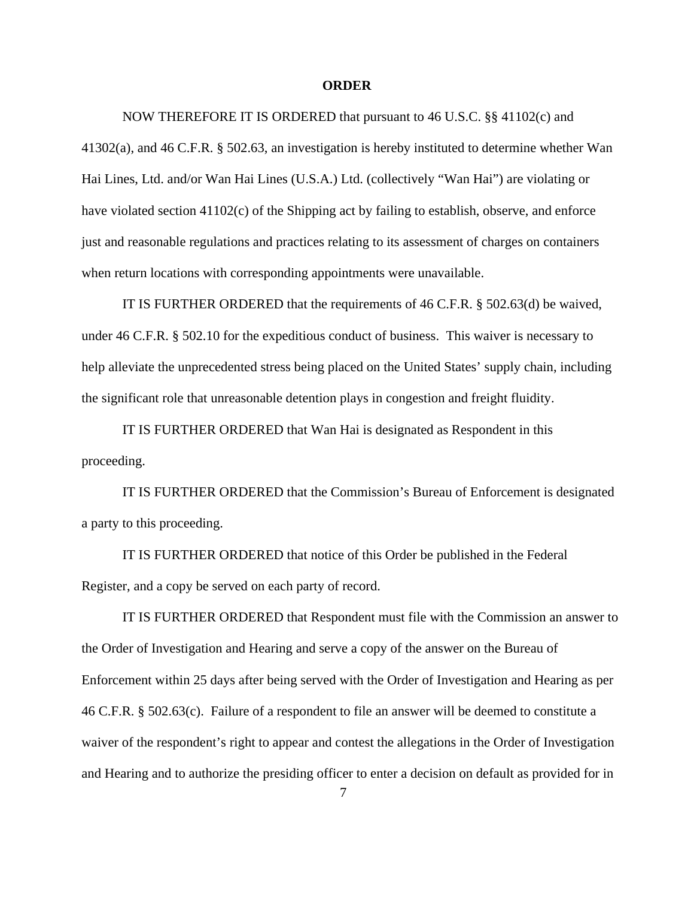**ORDER**

NOW THEREFORE IT IS ORDERED that pursuant to 46 U.S.C. §§ 41102(c) and 41302(a), and 46 C.F.R. § 502.63, an investigation is hereby instituted to determine whether Wan Hai Lines, Ltd. and/or Wan Hai Lines (U.S.A.) Ltd. (collectively "Wan Hai") are violating or have violated section 41102(c) of the Shipping act by failing to establish, observe, and enforce just and reasonable regulations and practices relating to its assessment of charges on containers when return locations with corresponding appointments were unavailable.

IT IS FURTHER ORDERED that the requirements of 46 C.F.R. § 502.63(d) be waived, under 46 C.F.R. § 502.10 for the expeditious conduct of business. This waiver is necessary to help alleviate the unprecedented stress being placed on the United States' supply chain, including the significant role that unreasonable detention plays in congestion and freight fluidity.

IT IS FURTHER ORDERED that Wan Hai is designated as Respondent in this proceeding.

IT IS FURTHER ORDERED that the Commission's Bureau of Enforcement is designated a party to this proceeding.

IT IS FURTHER ORDERED that notice of this Order be published in the Federal Register, and a copy be served on each party of record.

IT IS FURTHER ORDERED that Respondent must file with the Commission an answer to the Order of Investigation and Hearing and serve a copy of the answer on the Bureau of Enforcement within 25 days after being served with the Order of Investigation and Hearing as per 46 C.F.R. § 502.63(c). Failure of a respondent to file an answer will be deemed to constitute a waiver of the respondent's right to appear and contest the allegations in the Order of Investigation and Hearing and to authorize the presiding officer to enter a decision on default as provided for in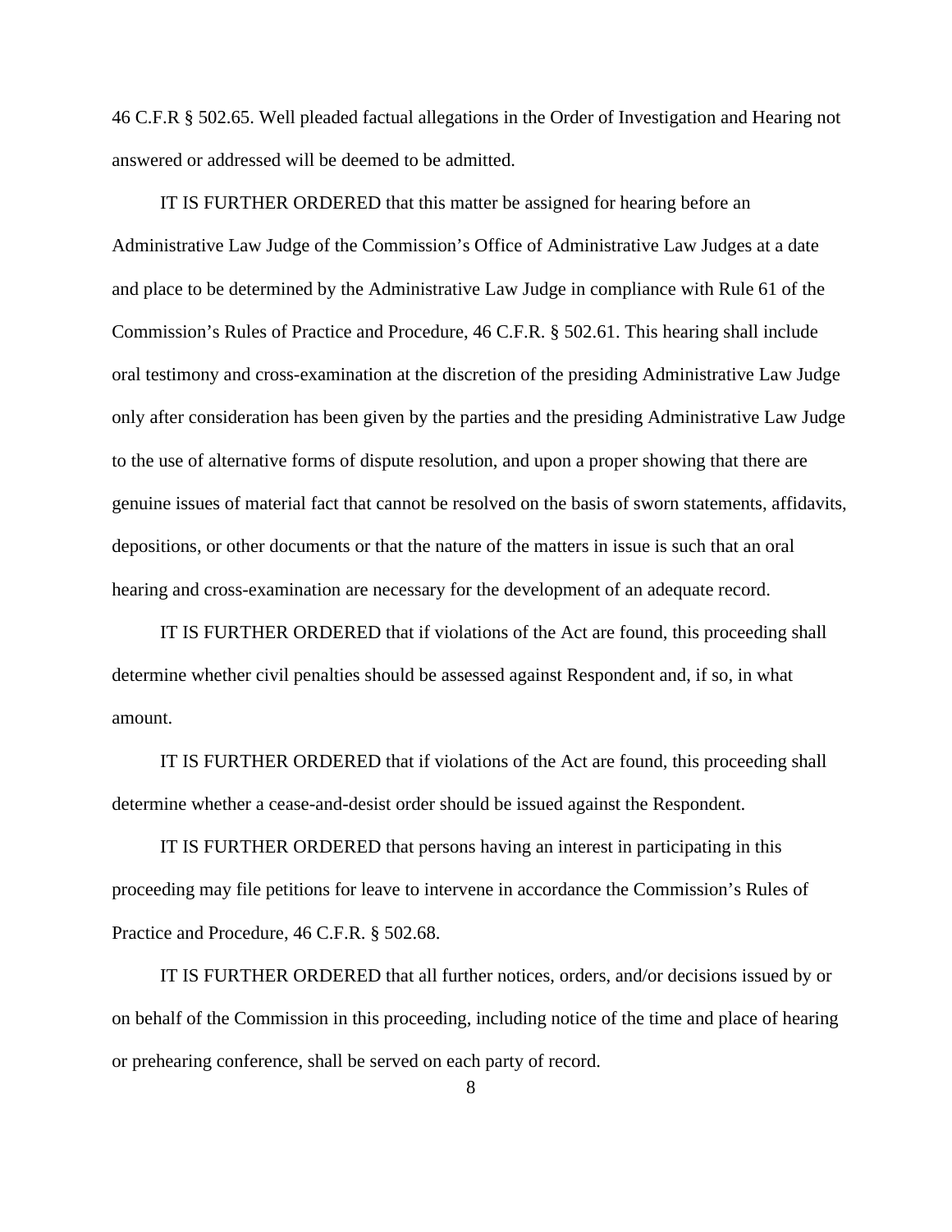46 C.F.R § 502.65. Well pleaded factual allegations in the Order of Investigation and Hearing not answered or addressed will be deemed to be admitted.

IT IS FURTHER ORDERED that this matter be assigned for hearing before an Administrative Law Judge of the Commission's Office of Administrative Law Judges at a date and place to be determined by the Administrative Law Judge in compliance with Rule 61 of the Commission's Rules of Practice and Procedure, 46 C.F.R. § 502.61. This hearing shall include oral testimony and cross-examination at the discretion of the presiding Administrative Law Judge only after consideration has been given by the parties and the presiding Administrative Law Judge to the use of alternative forms of dispute resolution, and upon a proper showing that there are genuine issues of material fact that cannot be resolved on the basis of sworn statements, affidavits, depositions, or other documents or that the nature of the matters in issue is such that an oral hearing and cross-examination are necessary for the development of an adequate record.

IT IS FURTHER ORDERED that if violations of the Act are found, this proceeding shall determine whether civil penalties should be assessed against Respondent and, if so, in what amount.

IT IS FURTHER ORDERED that if violations of the Act are found, this proceeding shall determine whether a cease-and-desist order should be issued against the Respondent.

IT IS FURTHER ORDERED that persons having an interest in participating in this proceeding may file petitions for leave to intervene in accordance the Commission's Rules of Practice and Procedure, 46 C.F.R. § 502.68.

IT IS FURTHER ORDERED that all further notices, orders, and/or decisions issued by or on behalf of the Commission in this proceeding, including notice of the time and place of hearing or prehearing conference, shall be served on each party of record.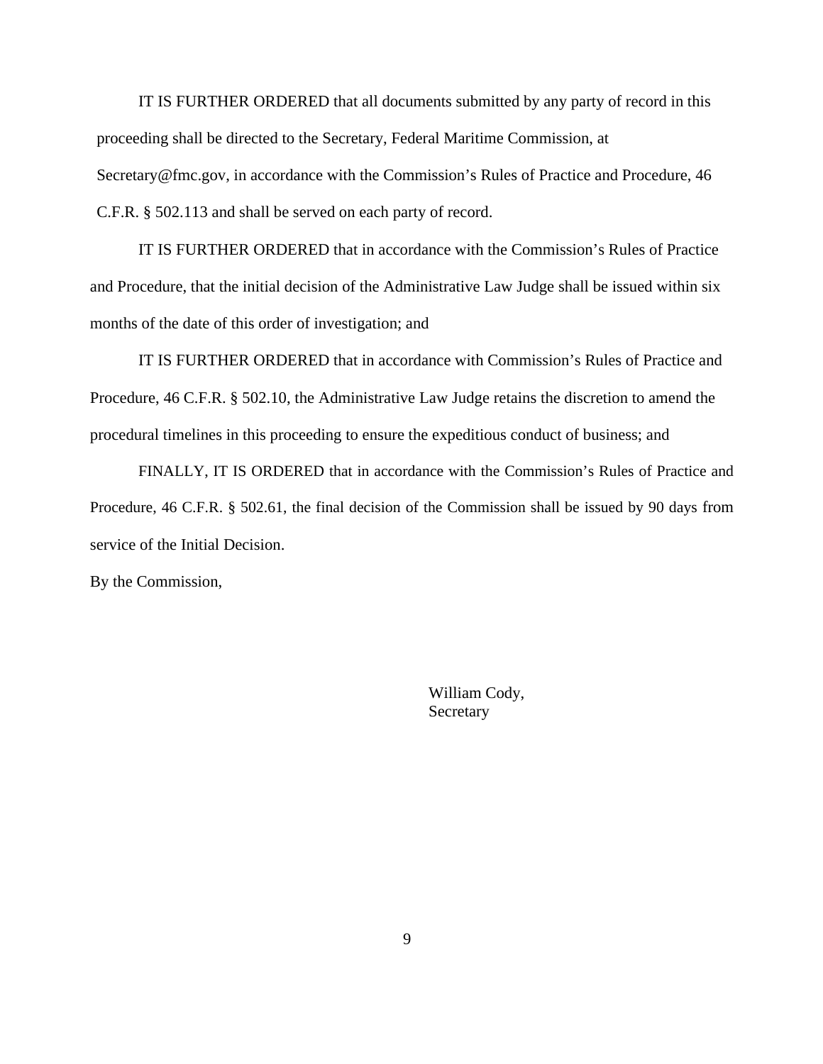IT IS FURTHER ORDERED that all documents submitted by any party of record in this proceeding shall be directed to the Secretary, Federal Maritime Commission, at Secretary@fmc.gov, in accordance with the Commission's Rules of Practice and Procedure, 46 C.F.R. § 502.113 and shall be served on each party of record.

IT IS FURTHER ORDERED that in accordance with the Commission's Rules of Practice and Procedure, that the initial decision of the Administrative Law Judge shall be issued within six months of the date of this order of investigation; and

IT IS FURTHER ORDERED that in accordance with Commission's Rules of Practice and Procedure, 46 C.F.R. § 502.10, the Administrative Law Judge retains the discretion to amend the procedural timelines in this proceeding to ensure the expeditious conduct of business; and

FINALLY, IT IS ORDERED that in accordance with the Commission's Rules of Practice and Procedure, 46 C.F.R. § 502.61, the final decision of the Commission shall be issued by 90 days from service of the Initial Decision.

By the Commission,

William Cody,
Secretary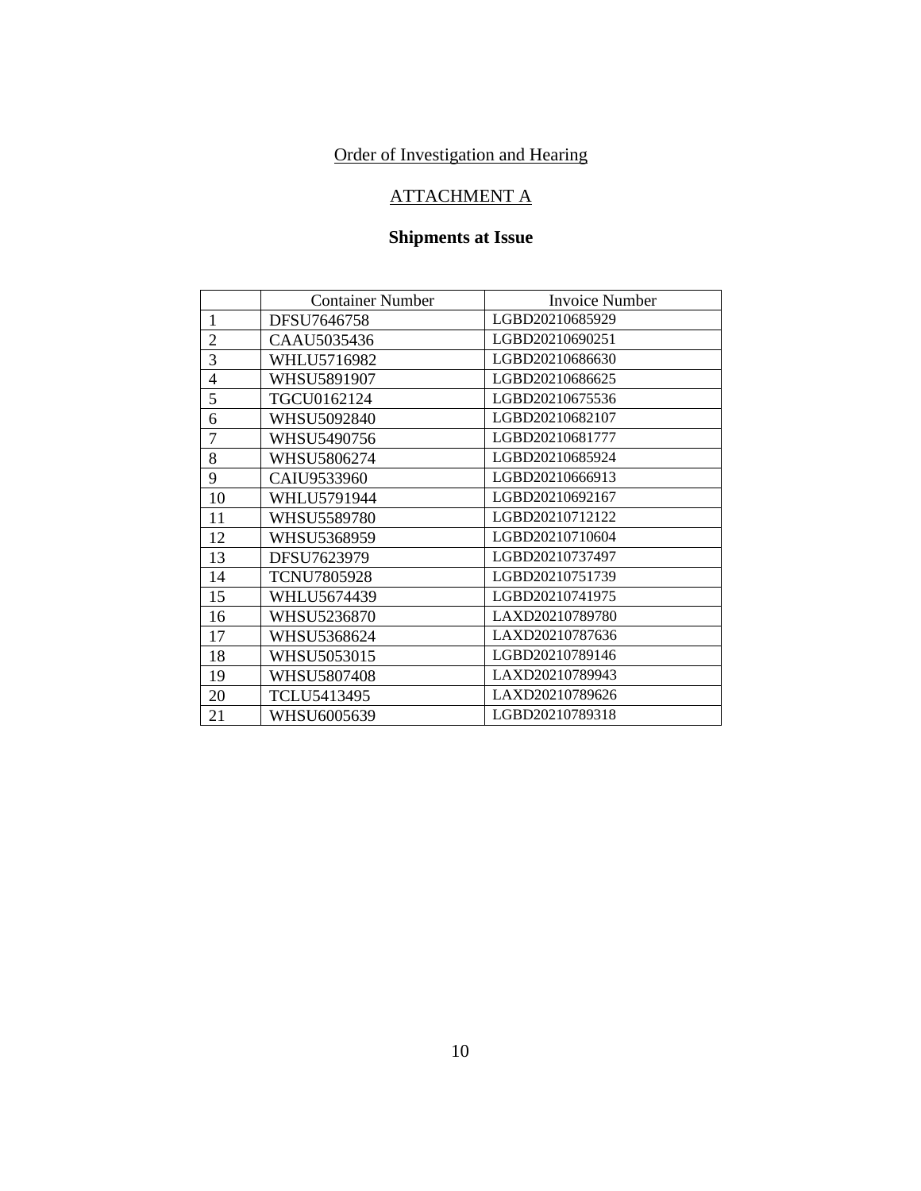Order of Investigation and Hearing

ATTACHMENT A

**Shipments at Issue**

| | Container Number | Invoice Number |
|---|---|---|
| 1 | DFSU7646758 | LGBD20210685929 |
| 2 | CAAU5035436 | LGBD20210690251 |
| 3 | WHLU5716982 | LGBD20210686630 |
| 4 | WHSU5891907 | LGBD20210686625 |
| 5 | TGCU0162124 | LGBD20210675536 |
| 6 | WHSU5092840 | LGBD20210682107 |
| 7 | WHSU5490756 | LGBD20210681777 |
| 8 | WHSU5806274 | LGBD20210685924 |
| 9 | CAIU9533960 | LGBD20210666913 |
| 10 | WHLU5791944 | LGBD20210692167 |
| 11 | WHSU5589780 | LGBD20210712122 |
| 12 | WHSU5368959 | LGBD20210710604 |
| 13 | DFSU7623979 | LGBD20210737497 |
| 14 | TCNU7805928 | LGBD20210751739 |
| 15 | WHLU5674439 | LGBD20210741975 |
| 16 | WHSU5236870 | LAXD20210789780 |
| 17 | WHSU5368624 | LAXD20210787636 |
| 18 | WHSU5053015 | LGBD20210789146 |
| 19 | WHSU5807408 | LAXD20210789943 |
| 20 | TCLU5413495 | LAXD20210789626 |
| 21 | WHSU6005639 | LGBD20210789318 |